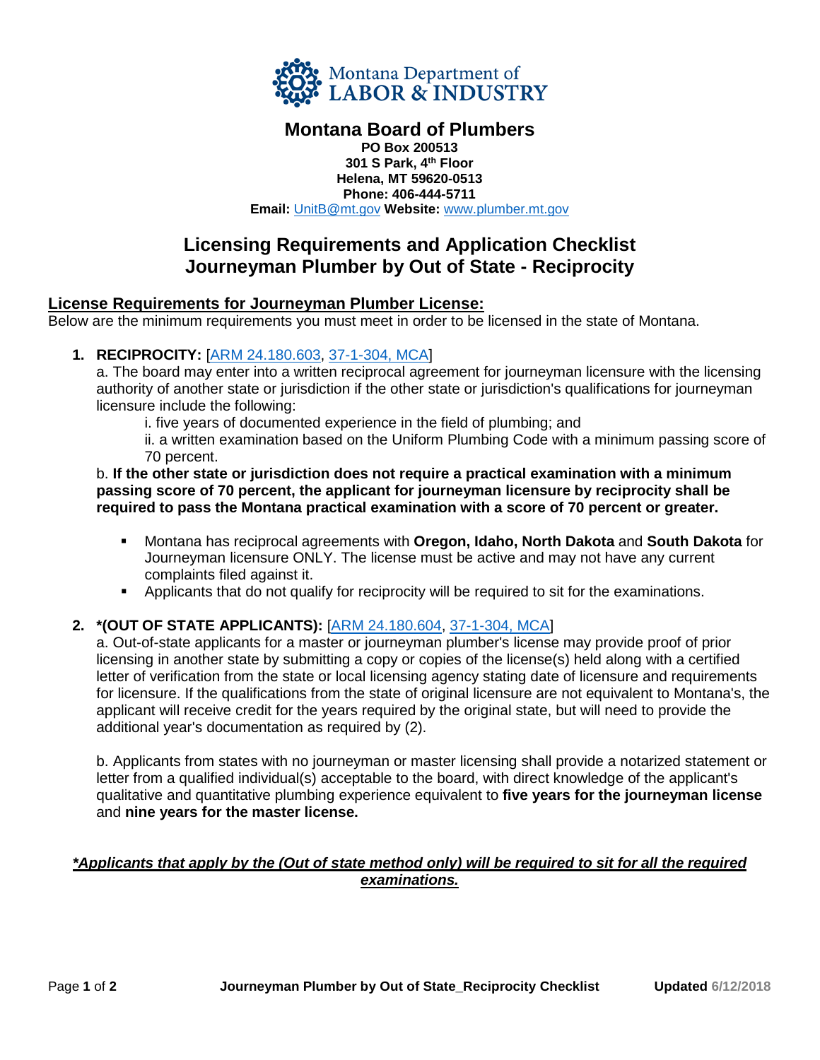Montana Department of LABOR & INDUSTRY

# Montana Board of Plumbers

**PO Box 200513**
**301 S Park, 4th Floor**
**Helena, MT 59620-0513**
**Phone: 406-444-5711**
**Email:** UnitB@mt.gov **Website:** www.plumber.mt.gov

## Licensing Requirements and Application Checklist
## Journeyman Plumber by Out of State - Reciprocity

### License Requirements for Journeyman Plumber License:

Below are the minimum requirements you must meet in order to be licensed in the state of Montana.

1. **RECIPROCITY:** [ARM 24.180.603, 37-1-304, MCA]

   a. The board may enter into a written reciprocal agreement for journeyman licensure with the licensing authority of another state or jurisdiction if the other state or jurisdiction's qualifications for journeyman licensure include the following:

   i. five years of documented experience in the field of plumbing; and

   ii. a written examination based on the Uniform Plumbing Code with a minimum passing score of 70 percent.

   b. **If the other state or jurisdiction does not require a practical examination with a minimum passing score of 70 percent, the applicant for journeyman licensure by reciprocity shall be required to pass the Montana practical examination with a score of 70 percent or greater.**

   - Montana has reciprocal agreements with **Oregon, Idaho, North Dakota** and **South Dakota** for Journeyman licensure ONLY. The license must be active and may not have any current complaints filed against it.
   - Applicants that do not qualify for reciprocity will be required to sit for the examinations.

2. **\*(OUT OF STATE APPLICANTS):** [ARM 24.180.604, 37-1-304, MCA]

   a. Out-of-state applicants for a master or journeyman plumber's license may provide proof of prior licensing in another state by submitting a copy or copies of the license(s) held along with a certified letter of verification from the state or local licensing agency stating date of licensure and requirements for licensure. If the qualifications from the state of original licensure are not equivalent to Montana's, the applicant will receive credit for the years required by the original state, but will need to provide the additional year's documentation as required by (2).

   b. Applicants from states with no journeyman or master licensing shall provide a notarized statement or letter from a qualified individual(s) acceptable to the board, with direct knowledge of the applicant's qualitative and quantitative plumbing experience equivalent to **five years for the journeyman license** and **nine years for the master license.**

***Applicants that apply by the (Out of state method only) will be required to sit for all the required examinations.***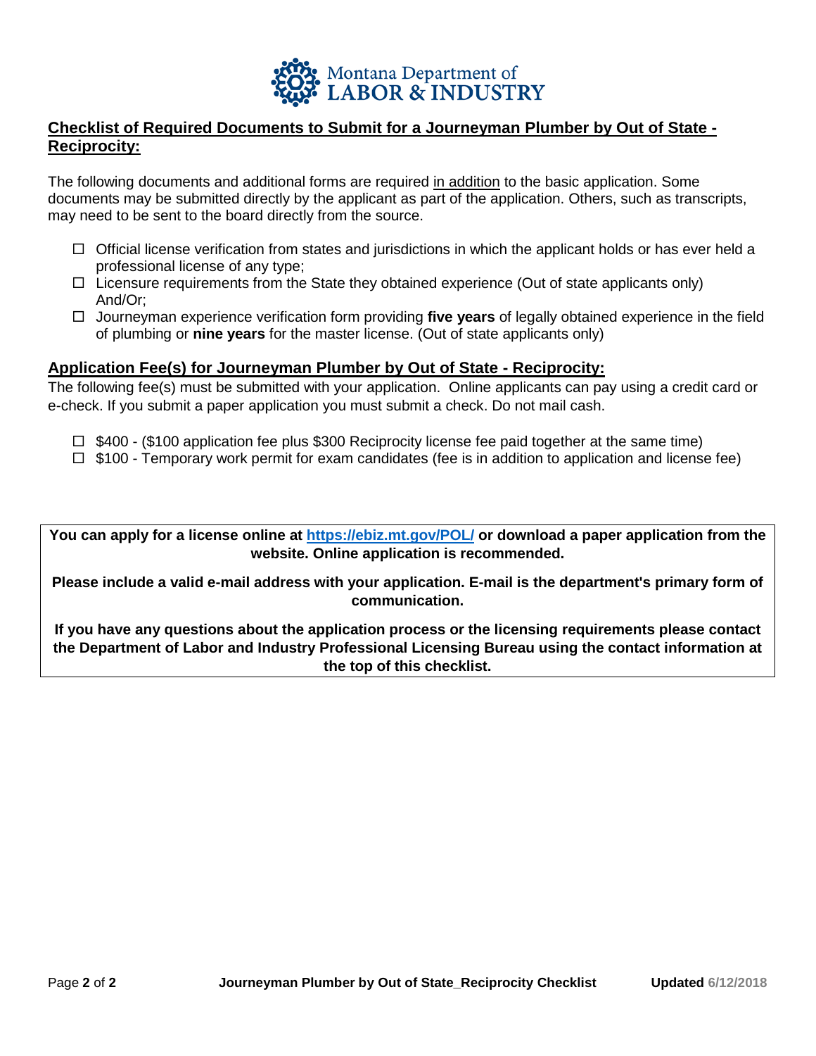Montana Department of LABOR & INDUSTRY

## Checklist of Required Documents to Submit for a Journeyman Plumber by Out of State - Reciprocity:

The following documents and additional forms are required in addition to the basic application. Some documents may be submitted directly by the applicant as part of the application. Others, such as transcripts, may need to be sent to the board directly from the source.

- ☐ Official license verification from states and jurisdictions in which the applicant holds or has ever held a professional license of any type;
- ☐ Licensure requirements from the State they obtained experience (Out of state applicants only) And/Or;
- ☐ Journeyman experience verification form providing **five years** of legally obtained experience in the field of plumbing or **nine years** for the master license. (Out of state applicants only)

## Application Fee(s) for Journeyman Plumber by Out of State - Reciprocity:

The following fee(s) must be submitted with your application. Online applicants can pay using a credit card or e-check. If you submit a paper application you must submit a check. Do not mail cash.

- ☐ $400 - ($100 application fee plus $300 Reciprocity license fee paid together at the same time)
- ☐ $100 - Temporary work permit for exam candidates (fee is in addition to application and license fee)

**You can apply for a license online at https://ebiz.mt.gov/POL/ or download a paper application from the website. Online application is recommended.**

**Please include a valid e-mail address with your application. E-mail is the department's primary form of communication.**

**If you have any questions about the application process or the licensing requirements please contact the Department of Labor and Industry Professional Licensing Bureau using the contact information at the top of this checklist.**